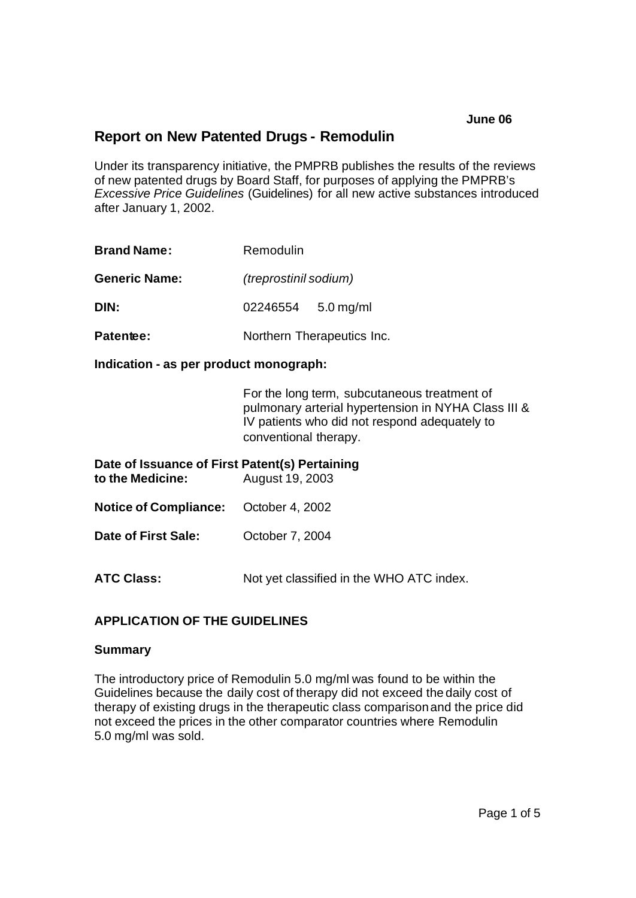**June 06**

# Report on New Patented Drugs - Remodulin

Under its transparency initiative, the PMPRB publishes the results of the reviews of new patented drugs by Board Staff, for purposes of applying the PMPRB's *Excessive Price Guidelines* (Guidelines) for all new active substances introduced after January 1, 2002.

**Brand Name:** Remodulin

**Generic Name:** *(treprostinil sodium)*

**DIN:** 02246554 5.0 mg/ml

**Patentee:** Northern Therapeutics Inc.

**Indication - as per product monograph:**

For the long term, subcutaneous treatment of pulmonary arterial hypertension in NYHA Class III & IV patients who did not respond adequately to conventional therapy.

**Date of Issuance of First Patent(s) Pertaining to the Medicine:** August 19, 2003

**Notice of Compliance:** October 4, 2002

**Date of First Sale:** October 7, 2004

**ATC Class:** Not yet classified in the WHO ATC index.

## APPLICATION OF THE GUIDELINES

### Summary

The introductory price of Remodulin 5.0 mg/ml was found to be within the Guidelines because the daily cost of therapy did not exceed the daily cost of therapy of existing drugs in the therapeutic class comparison and the price did not exceed the prices in the other comparator countries where Remodulin 5.0 mg/ml was sold.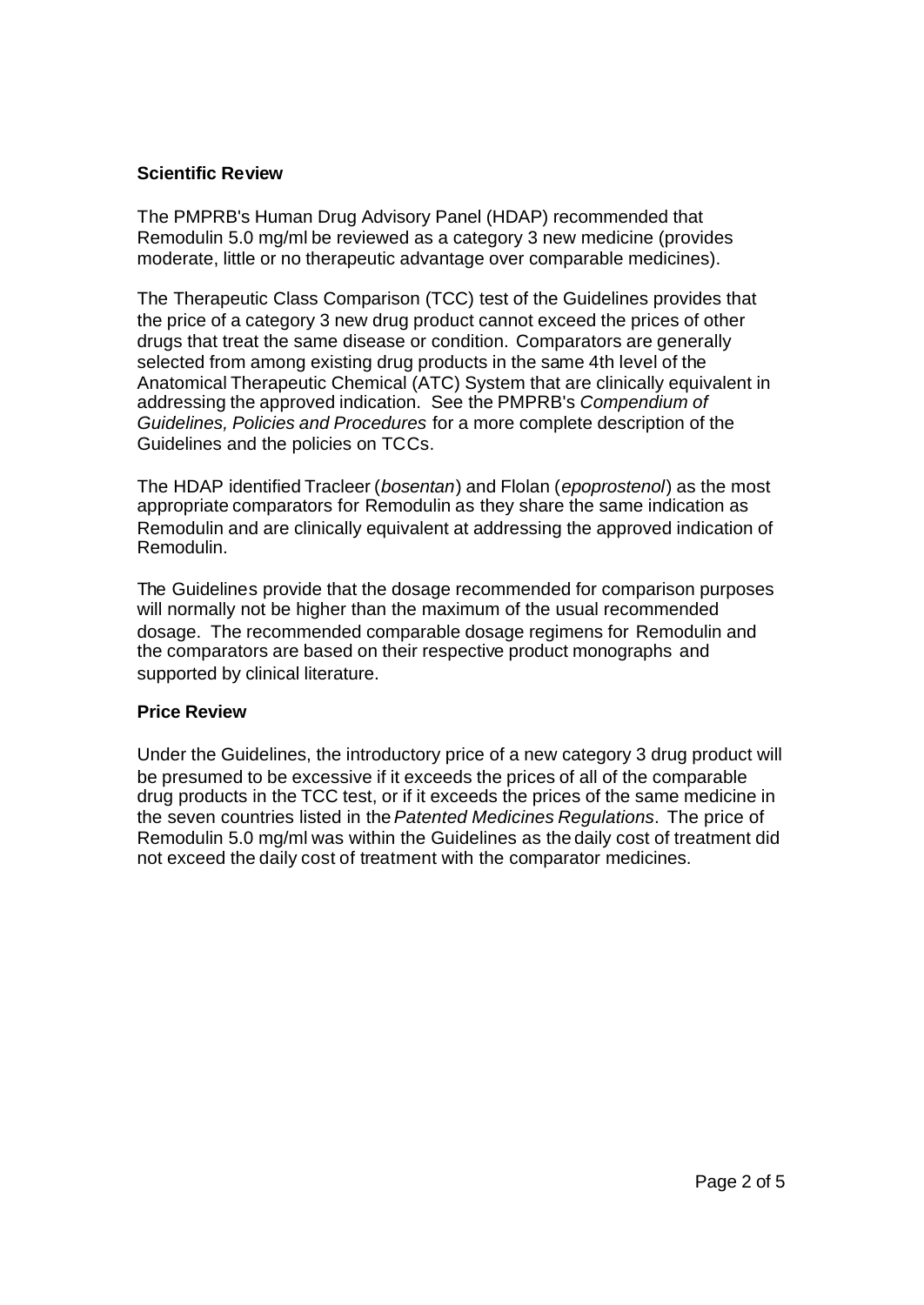## Scientific Review

The PMPRB's Human Drug Advisory Panel (HDAP) recommended that Remodulin 5.0 mg/ml be reviewed as a category 3 new medicine (provides moderate, little or no therapeutic advantage over comparable medicines).

The Therapeutic Class Comparison (TCC) test of the Guidelines provides that the price of a category 3 new drug product cannot exceed the prices of other drugs that treat the same disease or condition. Comparators are generally selected from among existing drug products in the same 4th level of the Anatomical Therapeutic Chemical (ATC) System that are clinically equivalent in addressing the approved indication. See the PMPRB's *Compendium of Guidelines, Policies and Procedures* for a more complete description of the Guidelines and the policies on TCCs.

The HDAP identified Tracleer (*bosentan*) and Flolan (*epoprostenol*) as the most appropriate comparators for Remodulin as they share the same indication as Remodulin and are clinically equivalent at addressing the approved indication of Remodulin.

The Guidelines provide that the dosage recommended for comparison purposes will normally not be higher than the maximum of the usual recommended dosage. The recommended comparable dosage regimens for Remodulin and the comparators are based on their respective product monographs and supported by clinical literature.

## Price Review

Under the Guidelines, the introductory price of a new category 3 drug product will be presumed to be excessive if it exceeds the prices of all of the comparable drug products in the TCC test, or if it exceeds the prices of the same medicine in the seven countries listed in the *Patented Medicines Regulations*. The price of Remodulin 5.0 mg/ml was within the Guidelines as the daily cost of treatment did not exceed the daily cost of treatment with the comparator medicines.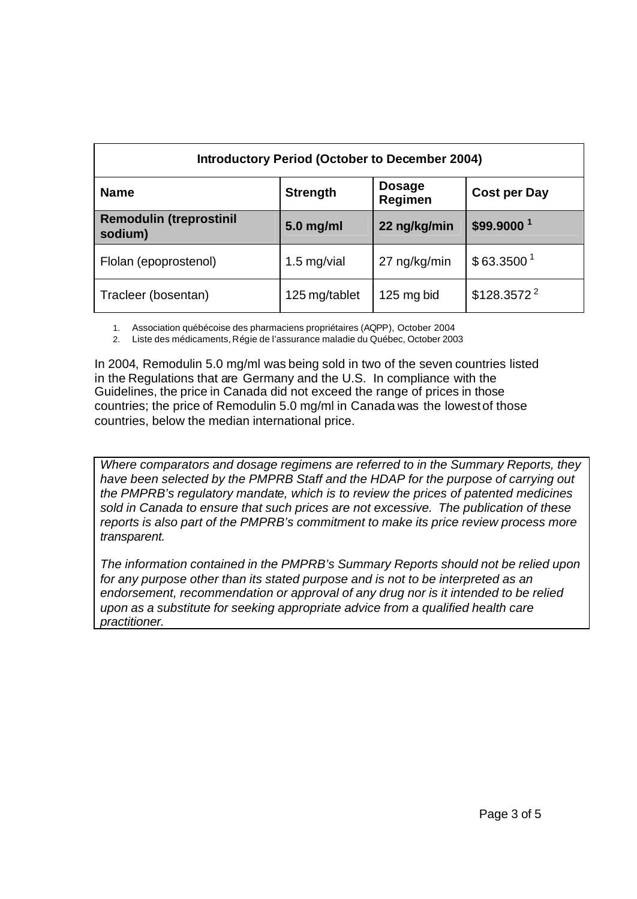| Introductory Period (October to December 2004) | | | |
|---|---|---|---|
| **Name** | **Strength** | **Dosage Regimen** | **Cost per Day** |
| **Remodulin (treprostinil sodium)** | **5.0 mg/ml** | **22 ng/kg/min** | **$99.9000 [1]** |
| Flolan (epoprostenol) | 1.5 mg/vial | 27 ng/kg/min | $ 63.3500 [1] |
| Tracleer (bosentan) | 125 mg/tablet | 125 mg bid | $128.3572 [2] |

1. Association québécoise des pharmaciens propriétaires (AQPP), October 2004
2. Liste des médicaments, Régie de l'assurance maladie du Québec, October 2003

In 2004, Remodulin 5.0 mg/ml was being sold in two of the seven countries listed in the Regulations that are Germany and the U.S. In compliance with the Guidelines, the price in Canada did not exceed the range of prices in those countries; the price of Remodulin 5.0 mg/ml in Canada was the lowest of those countries, below the median international price.

*Where comparators and dosage regimens are referred to in the Summary Reports, they have been selected by the PMPRB Staff and the HDAP for the purpose of carrying out the PMPRB's regulatory mandate, which is to review the prices of patented medicines sold in Canada to ensure that such prices are not excessive. The publication of these reports is also part of the PMPRB's commitment to make its price review process more transparent.*

*The information contained in the PMPRB's Summary Reports should not be relied upon for any purpose other than its stated purpose and is not to be interpreted as an endorsement, recommendation or approval of any drug nor is it intended to be relied upon as a substitute for seeking appropriate advice from a qualified health care practitioner.*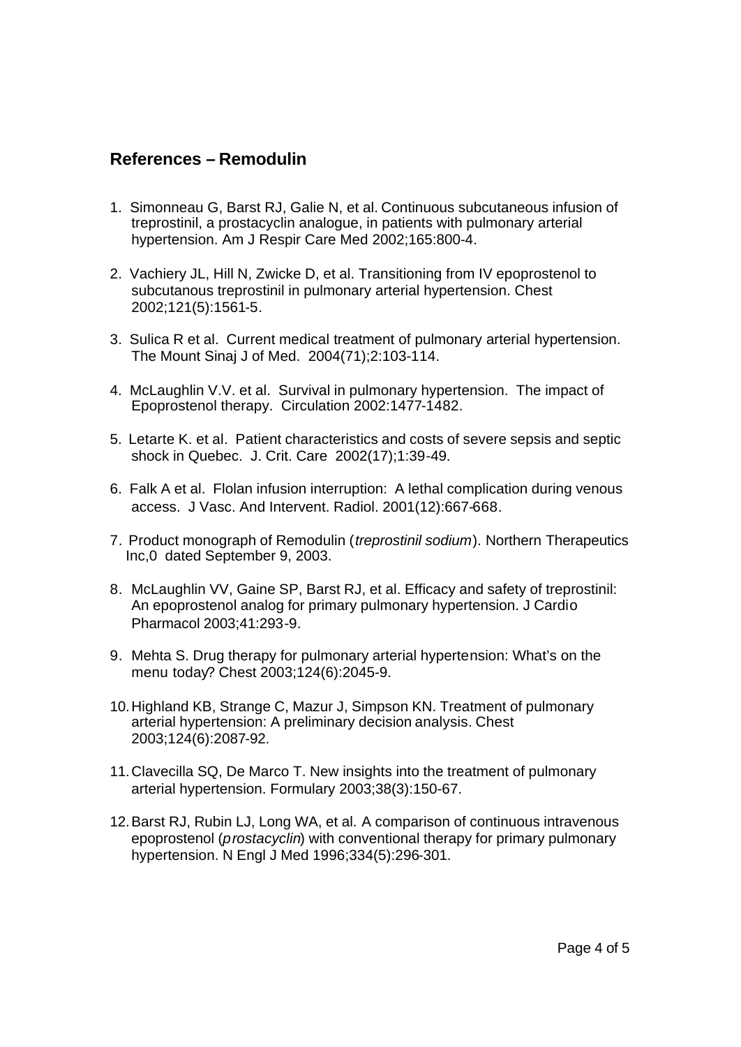## References – Remodulin

1. Simonneau G, Barst RJ, Galie N, et al. Continuous subcutaneous infusion of treprostinil, a prostacyclin analogue, in patients with pulmonary arterial hypertension. Am J Respir Care Med 2002;165:800-4.

2. Vachiery JL, Hill N, Zwicke D, et al. Transitioning from IV epoprostenol to subcutanous treprostinil in pulmonary arterial hypertension. Chest 2002;121(5):1561-5.

3. Sulica R et al. Current medical treatment of pulmonary arterial hypertension. The Mount Sinaj J of Med. 2004(71);2:103-114.

4. McLaughlin V.V. et al. Survival in pulmonary hypertension. The impact of Epoprostenol therapy. Circulation 2002:1477-1482.

5. Letarte K. et al. Patient characteristics and costs of severe sepsis and septic shock in Quebec. J. Crit. Care 2002(17);1:39-49.

6. Falk A et al. Flolan infusion interruption: A lethal complication during venous access. J Vasc. And Intervent. Radiol. 2001(12):667-668.

7. Product monograph of Remodulin (*treprostinil sodium*). Northern Therapeutics Inc,0 dated September 9, 2003.

8. McLaughlin VV, Gaine SP, Barst RJ, et al. Efficacy and safety of treprostinil: An epoprostenol analog for primary pulmonary hypertension. J Cardio Pharmacol 2003;41:293-9.

9. Mehta S. Drug therapy for pulmonary arterial hypertension: What's on the menu today? Chest 2003;124(6):2045-9.

10. Highland KB, Strange C, Mazur J, Simpson KN. Treatment of pulmonary arterial hypertension: A preliminary decision analysis. Chest 2003;124(6):2087-92.

11. Clavecilla SQ, De Marco T. New insights into the treatment of pulmonary arterial hypertension. Formulary 2003;38(3):150-67.

12. Barst RJ, Rubin LJ, Long WA, et al. A comparison of continuous intravenous epoprostenol (*prostacyclin*) with conventional therapy for primary pulmonary hypertension. N Engl J Med 1996;334(5):296-301.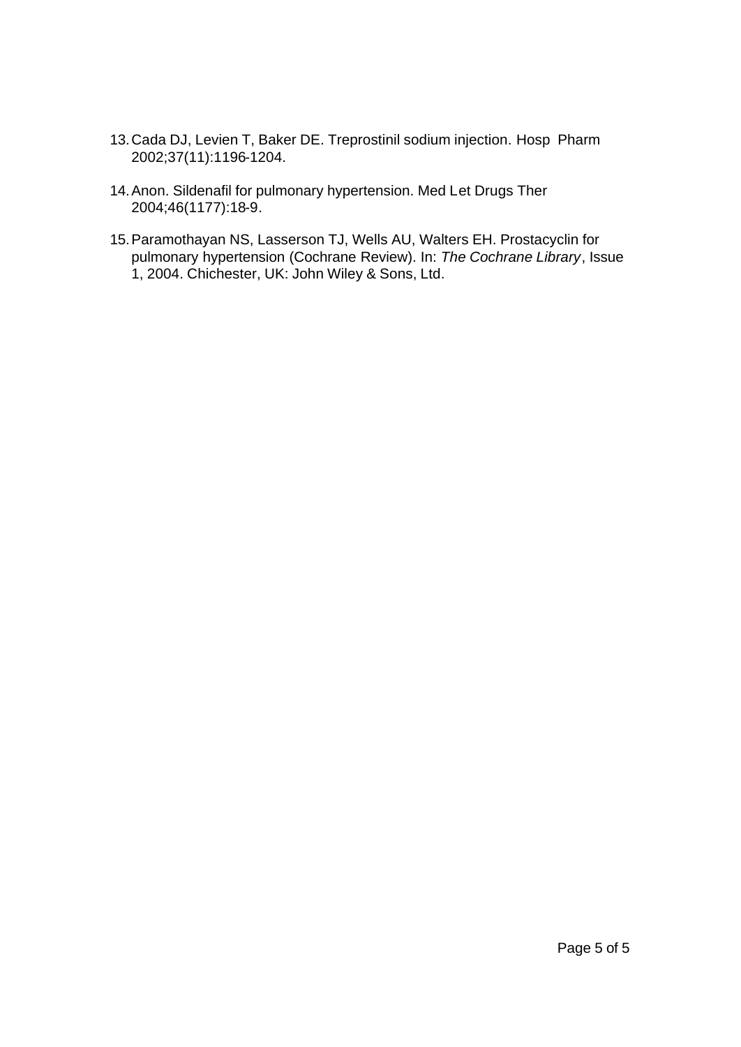13. Cada DJ, Levien T, Baker DE. Treprostinil sodium injection. Hosp Pharm 2002;37(11):1196-1204.

14. Anon. Sildenafil for pulmonary hypertension. Med Let Drugs Ther 2004;46(1177):18-9.

15. Paramothayan NS, Lasserson TJ, Wells AU, Walters EH. Prostacyclin for pulmonary hypertension (Cochrane Review). In: *The Cochrane Library*, Issue 1, 2004. Chichester, UK: John Wiley & Sons, Ltd.